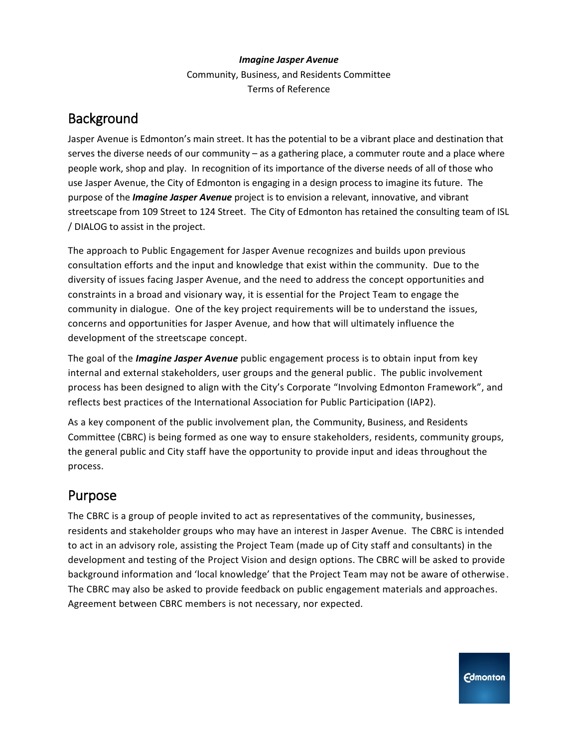***Imagine Jasper Avenue***

Community, Business, and Residents Committee

Terms of Reference

## Background

Jasper Avenue is Edmonton's main street. It has the potential to be a vibrant place and destination that serves the diverse needs of our community – as a gathering place, a commuter route and a place where people work, shop and play. In recognition of its importance of the diverse needs of all of those who use Jasper Avenue, the City of Edmonton is engaging in a design process to imagine its future. The purpose of the ***Imagine Jasper Avenue*** project is to envision a relevant, innovative, and vibrant streetscape from 109 Street to 124 Street. The City of Edmonton has retained the consulting team of ISL / DIALOG to assist in the project.

The approach to Public Engagement for Jasper Avenue recognizes and builds upon previous consultation efforts and the input and knowledge that exist within the community. Due to the diversity of issues facing Jasper Avenue, and the need to address the concept opportunities and constraints in a broad and visionary way, it is essential for the Project Team to engage the community in dialogue. One of the key project requirements will be to understand the issues, concerns and opportunities for Jasper Avenue, and how that will ultimately influence the development of the streetscape concept.

The goal of the ***Imagine Jasper Avenue*** public engagement process is to obtain input from key internal and external stakeholders, user groups and the general public. The public involvement process has been designed to align with the City's Corporate "Involving Edmonton Framework", and reflects best practices of the International Association for Public Participation (IAP2).

As a key component of the public involvement plan, the Community, Business, and Residents Committee (CBRC) is being formed as one way to ensure stakeholders, residents, community groups, the general public and City staff have the opportunity to provide input and ideas throughout the process.

## Purpose

The CBRC is a group of people invited to act as representatives of the community, businesses, residents and stakeholder groups who may have an interest in Jasper Avenue. The CBRC is intended to act in an advisory role, assisting the Project Team (made up of City staff and consultants) in the development and testing of the Project Vision and design options. The CBRC will be asked to provide background information and 'local knowledge' that the Project Team may not be aware of otherwise. The CBRC may also be asked to provide feedback on public engagement materials and approaches. Agreement between CBRC members is not necessary, nor expected.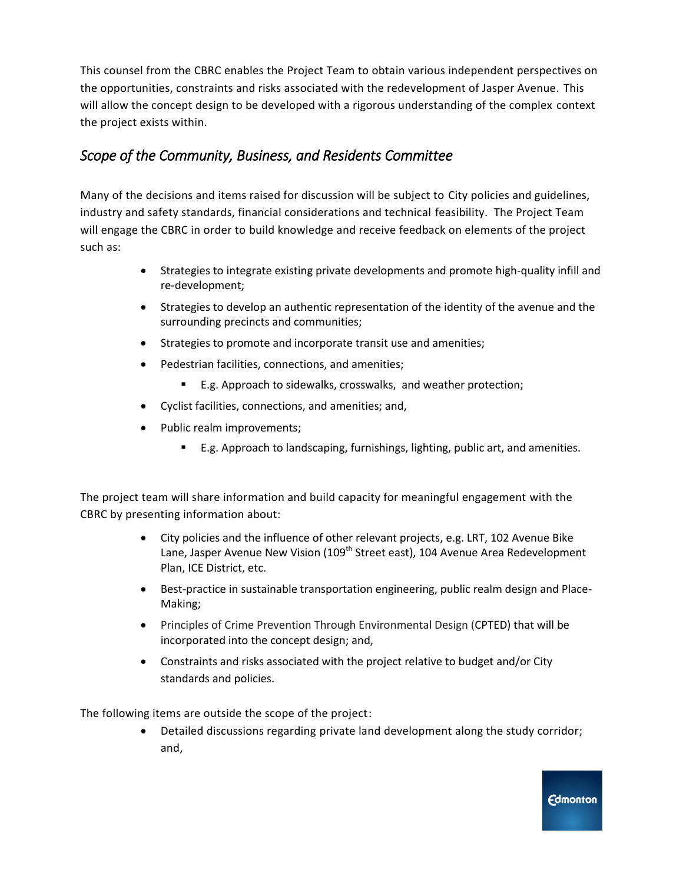This counsel from the CBRC enables the Project Team to obtain various independent perspectives on the opportunities, constraints and risks associated with the redevelopment of Jasper Avenue. This will allow the concept design to be developed with a rigorous understanding of the complex context the project exists within.

## *Scope of the Community, Business, and Residents Committee*

Many of the decisions and items raised for discussion will be subject to City policies and guidelines, industry and safety standards, financial considerations and technical feasibility. The Project Team will engage the CBRC in order to build knowledge and receive feedback on elements of the project such as:

- Strategies to integrate existing private developments and promote high-quality infill and re-development;
- Strategies to develop an authentic representation of the identity of the avenue and the surrounding precincts and communities;
- Strategies to promote and incorporate transit use and amenities;
- Pedestrian facilities, connections, and amenities;
    - E.g. Approach to sidewalks, crosswalks, and weather protection;
- Cyclist facilities, connections, and amenities; and,
- Public realm improvements;
    - E.g. Approach to landscaping, furnishings, lighting, public art, and amenities.

The project team will share information and build capacity for meaningful engagement with the CBRC by presenting information about:

- City policies and the influence of other relevant projects, e.g. LRT, 102 Avenue Bike Lane, Jasper Avenue New Vision (109th Street east), 104 Avenue Area Redevelopment Plan, ICE District, etc.
- Best-practice in sustainable transportation engineering, public realm design and Place-Making;
- Principles of Crime Prevention Through Environmental Design (CPTED) that will be incorporated into the concept design; and,
- Constraints and risks associated with the project relative to budget and/or City standards and policies.

The following items are outside the scope of the project:

- Detailed discussions regarding private land development along the study corridor; and,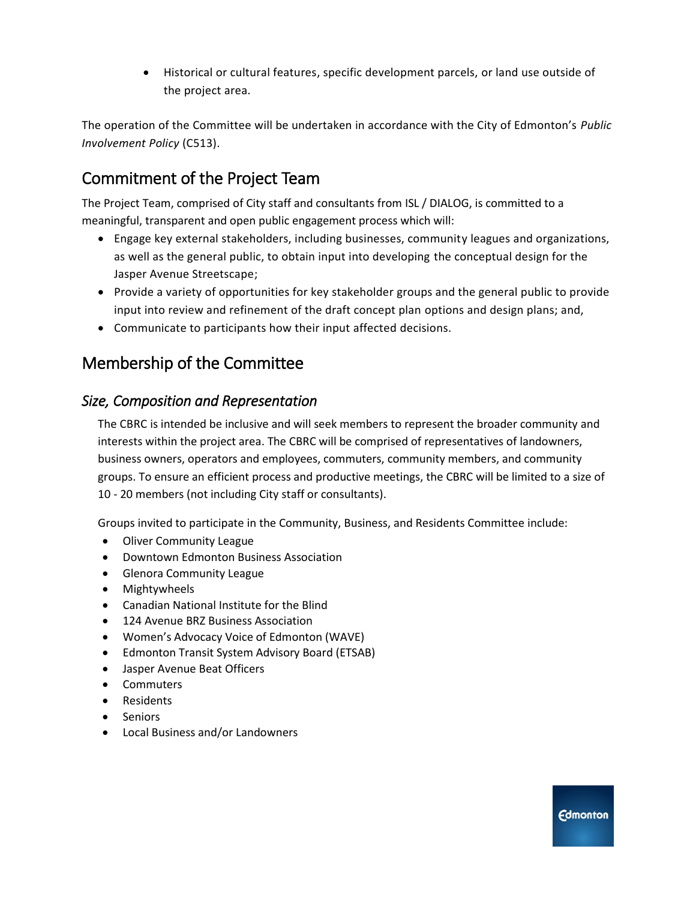- Historical or cultural features, specific development parcels, or land use outside of the project area.

The operation of the Committee will be undertaken in accordance with the City of Edmonton's *Public Involvement Policy* (C513).

## Commitment of the Project Team

The Project Team, comprised of City staff and consultants from ISL / DIALOG, is committed to a meaningful, transparent and open public engagement process which will:

- Engage key external stakeholders, including businesses, community leagues and organizations, as well as the general public, to obtain input into developing the conceptual design for the Jasper Avenue Streetscape;
- Provide a variety of opportunities for key stakeholder groups and the general public to provide input into review and refinement of the draft concept plan options and design plans; and,
- Communicate to participants how their input affected decisions.

## Membership of the Committee

### *Size, Composition and Representation*

The CBRC is intended be inclusive and will seek members to represent the broader community and interests within the project area. The CBRC will be comprised of representatives of landowners, business owners, operators and employees, commuters, community members, and community groups. To ensure an efficient process and productive meetings, the CBRC will be limited to a size of 10 - 20 members (not including City staff or consultants).

Groups invited to participate in the Community, Business, and Residents Committee include:

- Oliver Community League
- Downtown Edmonton Business Association
- Glenora Community League
- Mightywheels
- Canadian National Institute for the Blind
- 124 Avenue BRZ Business Association
- Women's Advocacy Voice of Edmonton (WAVE)
- Edmonton Transit System Advisory Board (ETSAB)
- Jasper Avenue Beat Officers
- Commuters
- Residents
- Seniors
- Local Business and/or Landowners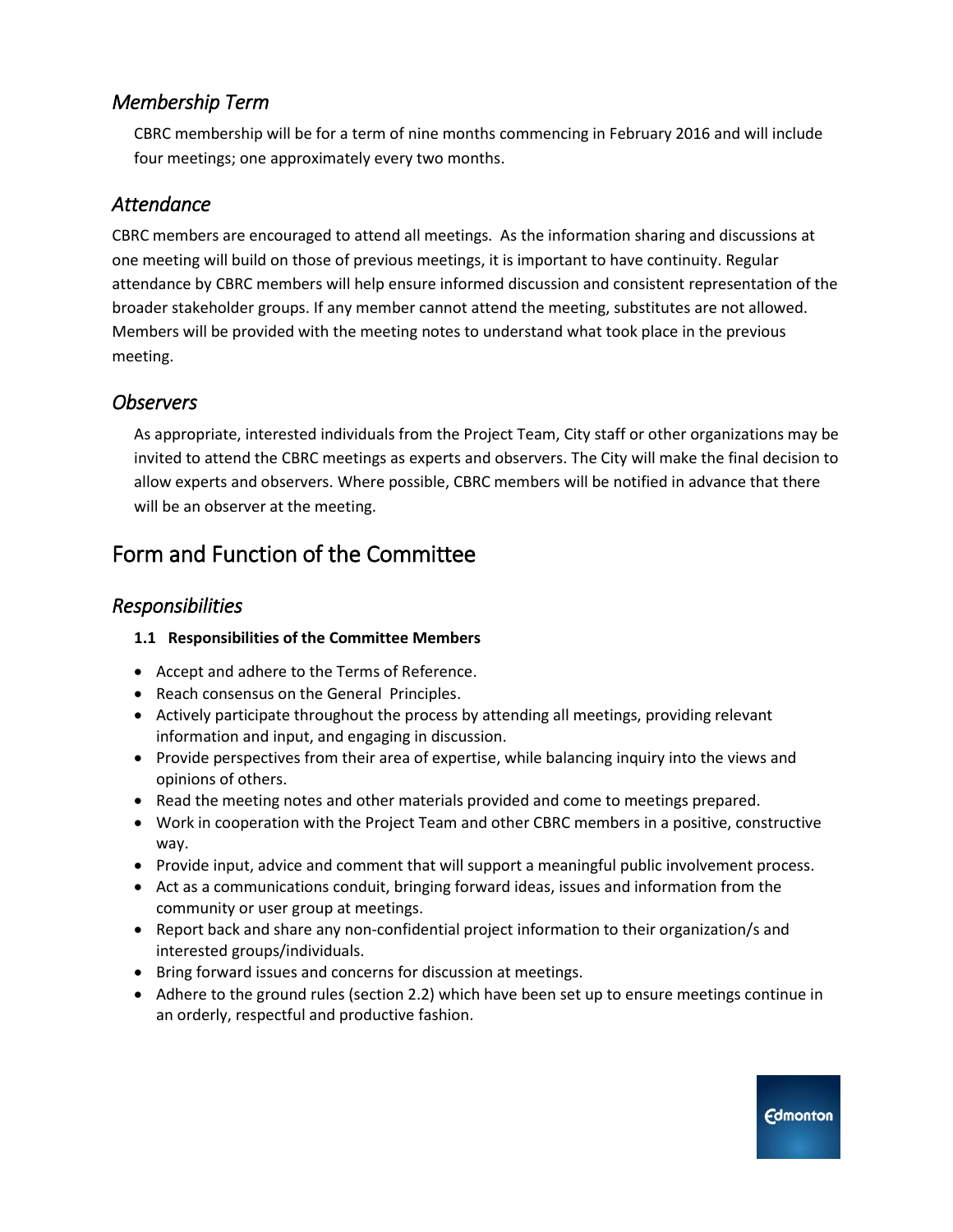### *Membership Term*

CBRC membership will be for a term of nine months commencing in February 2016 and will include four meetings; one approximately every two months.

### *Attendance*

CBRC members are encouraged to attend all meetings. As the information sharing and discussions at one meeting will build on those of previous meetings, it is important to have continuity. Regular attendance by CBRC members will help ensure informed discussion and consistent representation of the broader stakeholder groups. If any member cannot attend the meeting, substitutes are not allowed. Members will be provided with the meeting notes to understand what took place in the previous meeting.

### *Observers*

As appropriate, interested individuals from the Project Team, City staff or other organizations may be invited to attend the CBRC meetings as experts and observers. The City will make the final decision to allow experts and observers. Where possible, CBRC members will be notified in advance that there will be an observer at the meeting.

## Form and Function of the Committee

### *Responsibilities*

**1.1 Responsibilities of the Committee Members**

- Accept and adhere to the Terms of Reference.
- Reach consensus on the General Principles.
- Actively participate throughout the process by attending all meetings, providing relevant information and input, and engaging in discussion.
- Provide perspectives from their area of expertise, while balancing inquiry into the views and opinions of others.
- Read the meeting notes and other materials provided and come to meetings prepared.
- Work in cooperation with the Project Team and other CBRC members in a positive, constructive way.
- Provide input, advice and comment that will support a meaningful public involvement process.
- Act as a communications conduit, bringing forward ideas, issues and information from the community or user group at meetings.
- Report back and share any non-confidential project information to their organization/s and interested groups/individuals.
- Bring forward issues and concerns for discussion at meetings.
- Adhere to the ground rules (section 2.2) which have been set up to ensure meetings continue in an orderly, respectful and productive fashion.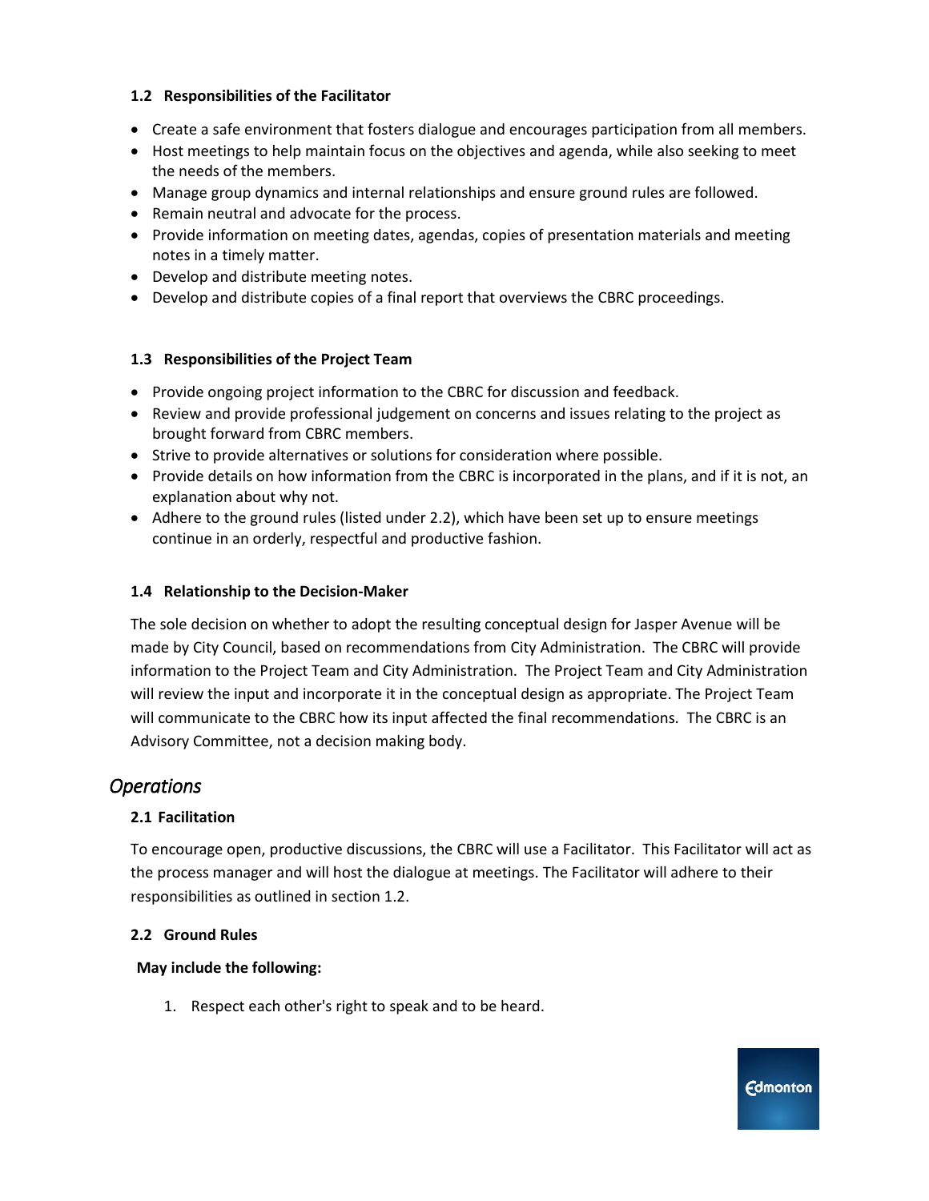### 1.2 Responsibilities of the Facilitator

- Create a safe environment that fosters dialogue and encourages participation from all members.
- Host meetings to help maintain focus on the objectives and agenda, while also seeking to meet the needs of the members.
- Manage group dynamics and internal relationships and ensure ground rules are followed.
- Remain neutral and advocate for the process.
- Provide information on meeting dates, agendas, copies of presentation materials and meeting notes in a timely matter.
- Develop and distribute meeting notes.
- Develop and distribute copies of a final report that overviews the CBRC proceedings.

### 1.3 Responsibilities of the Project Team

- Provide ongoing project information to the CBRC for discussion and feedback.
- Review and provide professional judgement on concerns and issues relating to the project as brought forward from CBRC members.
- Strive to provide alternatives or solutions for consideration where possible.
- Provide details on how information from the CBRC is incorporated in the plans, and if it is not, an explanation about why not.
- Adhere to the ground rules (listed under 2.2), which have been set up to ensure meetings continue in an orderly, respectful and productive fashion.

### 1.4 Relationship to the Decision-Maker

The sole decision on whether to adopt the resulting conceptual design for Jasper Avenue will be made by City Council, based on recommendations from City Administration. The CBRC will provide information to the Project Team and City Administration. The Project Team and City Administration will review the input and incorporate it in the conceptual design as appropriate. The Project Team will communicate to the CBRC how its input affected the final recommendations. The CBRC is an Advisory Committee, not a decision making body.

## *Operations*

### 2.1 Facilitation

To encourage open, productive discussions, the CBRC will use a Facilitator. This Facilitator will act as the process manager and will host the dialogue at meetings. The Facilitator will adhere to their responsibilities as outlined in section 1.2.

### 2.2 Ground Rules

**May include the following:**

1. Respect each other's right to speak and to be heard.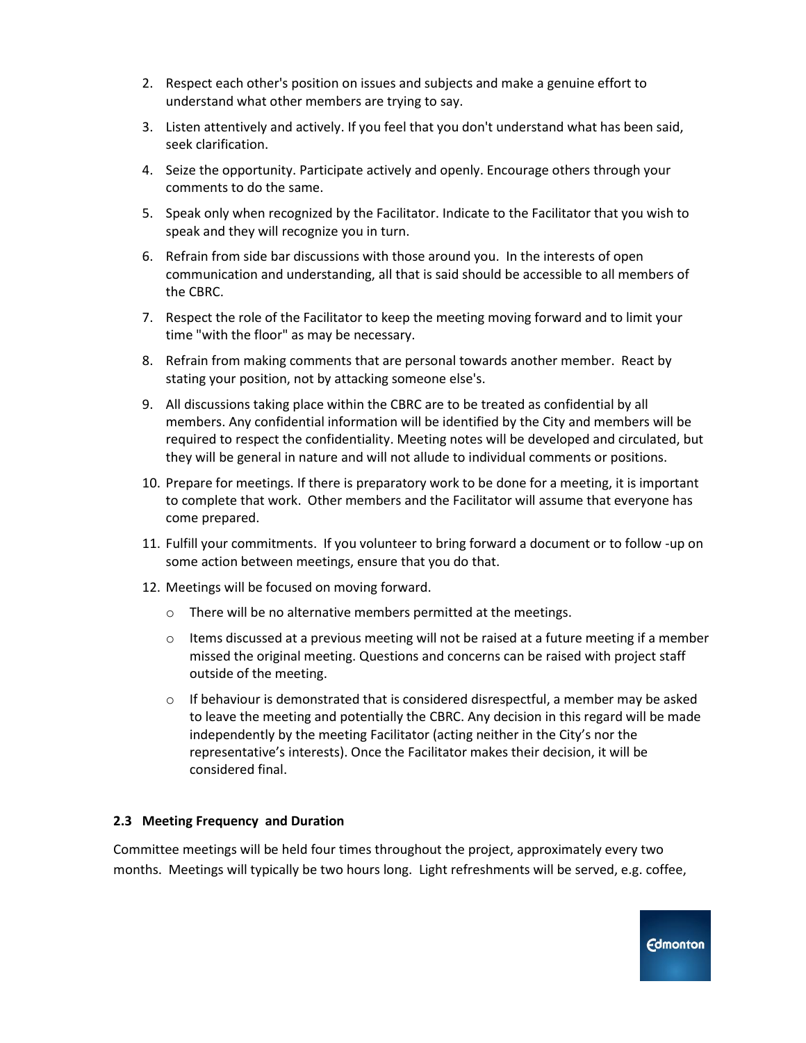2. Respect each other's position on issues and subjects and make a genuine effort to understand what other members are trying to say.
3. Listen attentively and actively. If you feel that you don't understand what has been said, seek clarification.
4. Seize the opportunity. Participate actively and openly. Encourage others through your comments to do the same.
5. Speak only when recognized by the Facilitator. Indicate to the Facilitator that you wish to speak and they will recognize you in turn.
6. Refrain from side bar discussions with those around you. In the interests of open communication and understanding, all that is said should be accessible to all members of the CBRC.
7. Respect the role of the Facilitator to keep the meeting moving forward and to limit your time "with the floor" as may be necessary.
8. Refrain from making comments that are personal towards another member. React by stating your position, not by attacking someone else's.
9. All discussions taking place within the CBRC are to be treated as confidential by all members. Any confidential information will be identified by the City and members will be required to respect the confidentiality. Meeting notes will be developed and circulated, but they will be general in nature and will not allude to individual comments or positions.
10. Prepare for meetings. If there is preparatory work to be done for a meeting, it is important to complete that work. Other members and the Facilitator will assume that everyone has come prepared.
11. Fulfill your commitments. If you volunteer to bring forward a document or to follow -up on some action between meetings, ensure that you do that.
12. Meetings will be focused on moving forward.
    - There will be no alternative members permitted at the meetings.
    - Items discussed at a previous meeting will not be raised at a future meeting if a member missed the original meeting. Questions and concerns can be raised with project staff outside of the meeting.
    - If behaviour is demonstrated that is considered disrespectful, a member may be asked to leave the meeting and potentially the CBRC. Any decision in this regard will be made independently by the meeting Facilitator (acting neither in the City's nor the representative's interests). Once the Facilitator makes their decision, it will be considered final.

### 2.3 Meeting Frequency and Duration

Committee meetings will be held four times throughout the project, approximately every two months. Meetings will typically be two hours long. Light refreshments will be served, e.g. coffee,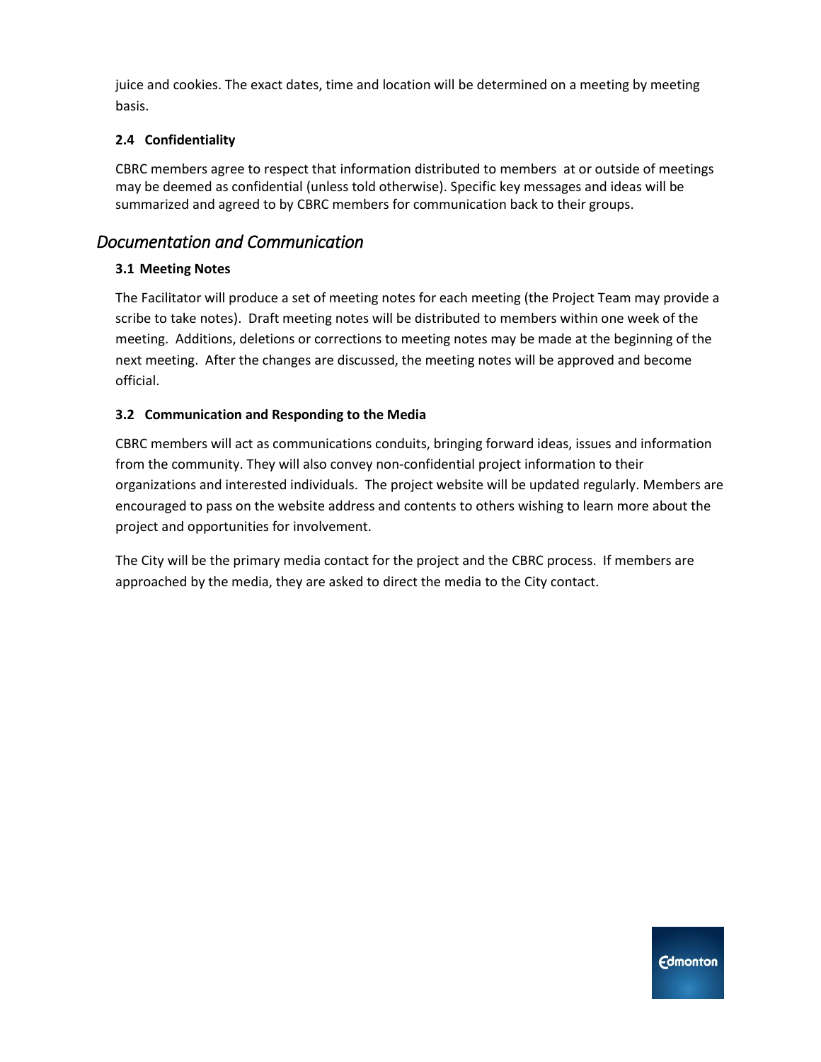juice and cookies. The exact dates, time and location will be determined on a meeting by meeting basis.

### 2.4 Confidentiality

CBRC members agree to respect that information distributed to members at or outside of meetings may be deemed as confidential (unless told otherwise). Specific key messages and ideas will be summarized and agreed to by CBRC members for communication back to their groups.

## *Documentation and Communication*

### 3.1 Meeting Notes

The Facilitator will produce a set of meeting notes for each meeting (the Project Team may provide a scribe to take notes). Draft meeting notes will be distributed to members within one week of the meeting. Additions, deletions or corrections to meeting notes may be made at the beginning of the next meeting. After the changes are discussed, the meeting notes will be approved and become official.

### 3.2 Communication and Responding to the Media

CBRC members will act as communications conduits, bringing forward ideas, issues and information from the community. They will also convey non-confidential project information to their organizations and interested individuals. The project website will be updated regularly. Members are encouraged to pass on the website address and contents to others wishing to learn more about the project and opportunities for involvement.

The City will be the primary media contact for the project and the CBRC process. If members are approached by the media, they are asked to direct the media to the City contact.